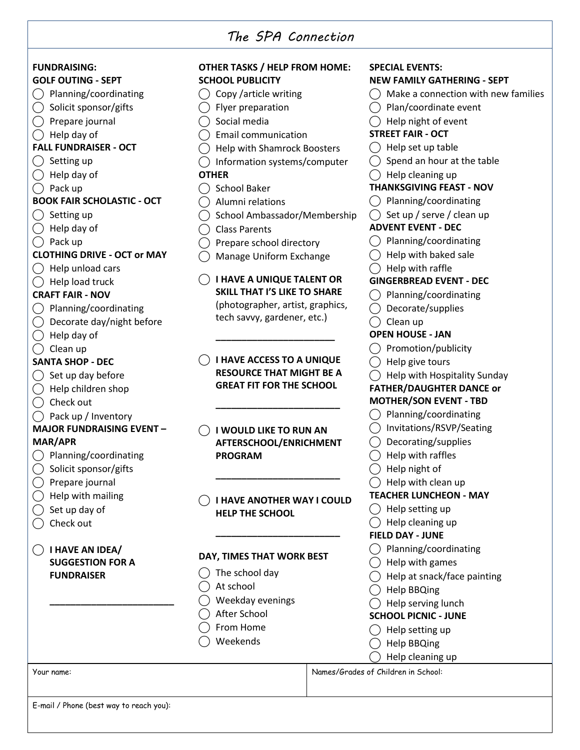# The SPA Connection

## FUNDRAISING:

**GOLF OUTING - SEPT**

- ◯ Planning/coordinating
- ◯ Solicit sponsor/gifts
- ◯ Prepare journal
- ◯ Help day of

**FALL FUNDRAISER - OCT**

- ◯ Setting up
- ◯ Help day of
- ◯ Pack up

**BOOK FAIR SCHOLASTIC - OCT**

- ◯ Setting up
- ◯ Help day of
- ◯ Pack up

**CLOTHING DRIVE - OCT or MAY**

- ◯ Help unload cars
- ◯ Help load truck

**CRAFT FAIR - NOV**

- ◯ Planning/coordinating
- ◯ Decorate day/night before
- ◯ Help day of
- ◯ Clean up

**SANTA SHOP - DEC**

- ◯ Set up day before
- ◯ Help children shop
- ◯ Check out
- ◯ Pack up / Inventory

**MAJOR FUNDRAISING EVENT – MAR/APR**

- ◯ Planning/coordinating
- ◯ Solicit sponsor/gifts
- ◯ Prepare journal
- ◯ Help with mailing
- ◯ Set up day of
- ◯ Check out

◯ **I HAVE AN IDEA/ SUGGESTION FOR A FUNDRAISER**

________________________

## OTHER TASKS / HELP FROM HOME:

**SCHOOL PUBLICITY**

- ◯ Copy /article writing
- ◯ Flyer preparation
- ◯ Social media
- ◯ Email communication
- ◯ Help with Shamrock Boosters
- ◯ Information systems/computer

**OTHER**

- ◯ School Baker
- ◯ Alumni relations
- ◯ School Ambassador/Membership
- ◯ Class Parents
- ◯ Prepare school directory
- ◯ Manage Uniform Exchange

◯ **I HAVE A UNIQUE TALENT OR SKILL THAT I'S LIKE TO SHARE** (photographer, artist, graphics, tech savvy, gardener, etc.)

________________________

◯ **I HAVE ACCESS TO A UNIQUE RESOURCE THAT MIGHT BE A GREAT FIT FOR THE SCHOOL**

________________________

◯ **I WOULD LIKE TO RUN AN AFTERSCHOOL/ENRICHMENT PROGRAM**

________________________

◯ **I HAVE ANOTHER WAY I COULD HELP THE SCHOOL**

________________________

**DAY, TIMES THAT WORK BEST**

- ◯ The school day
- ◯ At school
- ◯ Weekday evenings
- ◯ After School
- ◯ From Home
- ◯ Weekends

## SPECIAL EVENTS:

**NEW FAMILY GATHERING - SEPT**

- ◯ Make a connection with new families
- ◯ Plan/coordinate event
- ◯ Help night of event

**STREET FAIR - OCT**

- ◯ Help set up table
- ◯ Spend an hour at the table
- ◯ Help cleaning up

**THANKSGIVING FEAST - NOV**

- ◯ Planning/coordinating
- ◯ Set up / serve / clean up

**ADVENT EVENT - DEC**

- ◯ Planning/coordinating
- ◯ Help with baked sale
- ◯ Help with raffle

**GINGERBREAD EVENT - DEC**

- ◯ Planning/coordinating
- ◯ Decorate/supplies
- ◯ Clean up

**OPEN HOUSE - JAN**

- ◯ Promotion/publicity
- ◯ Help give tours
- ◯ Help with Hospitality Sunday

**FATHER/DAUGHTER DANCE or MOTHER/SON EVENT - TBD**

- ◯ Planning/coordinating
- ◯ Invitations/RSVP/Seating
- ◯ Decorating/supplies
- ◯ Help with raffles
- ◯ Help night of
- ◯ Help with clean up

**TEACHER LUNCHEON - MAY**

- ◯ Help setting up
- ◯ Help cleaning up

**FIELD DAY - JUNE**

- ◯ Planning/coordinating
- ◯ Help with games
- ◯ Help at snack/face painting
- ◯ Help BBQing
- ◯ Help serving lunch

**SCHOOL PICNIC - JUNE**

- ◯ Help setting up
- ◯ Help BBQing
- ◯ Help cleaning up

| Your name: | Names/Grades of Children in School: |
|---|---|
| E-mail / Phone (best way to reach you): | |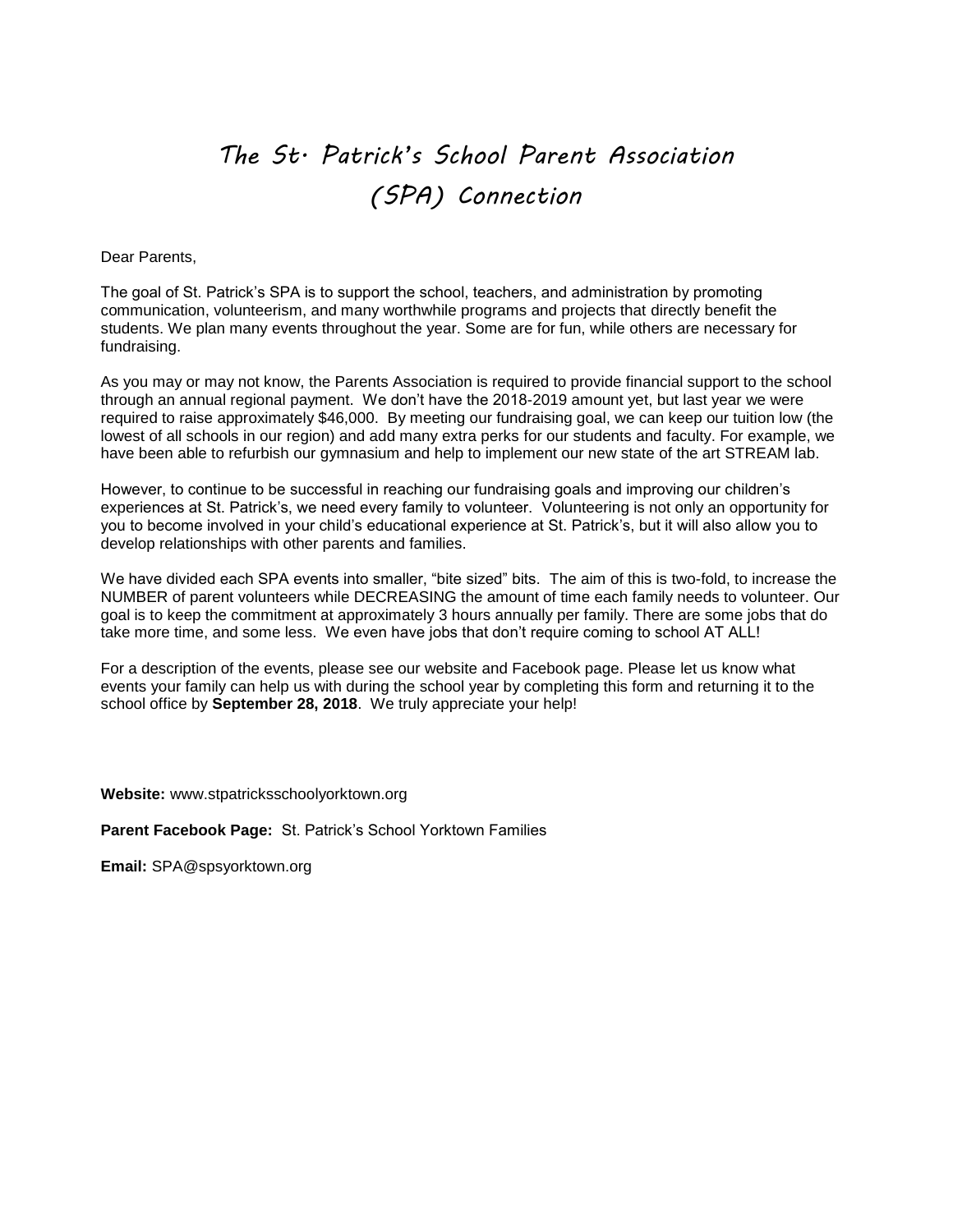# The St. Patrick's School Parent Association (SPA) Connection

Dear Parents,

The goal of St. Patrick's SPA is to support the school, teachers, and administration by promoting communication, volunteerism, and many worthwhile programs and projects that directly benefit the students. We plan many events throughout the year. Some are for fun, while others are necessary for fundraising.

As you may or may not know, the Parents Association is required to provide financial support to the school through an annual regional payment. We don't have the 2018-2019 amount yet, but last year we were required to raise approximately $46,000. By meeting our fundraising goal, we can keep our tuition low (the lowest of all schools in our region) and add many extra perks for our students and faculty. For example, we have been able to refurbish our gymnasium and help to implement our new state of the art STREAM lab.

However, to continue to be successful in reaching our fundraising goals and improving our children's experiences at St. Patrick's, we need every family to volunteer. Volunteering is not only an opportunity for you to become involved in your child's educational experience at St. Patrick's, but it will also allow you to develop relationships with other parents and families.

We have divided each SPA events into smaller, "bite sized" bits. The aim of this is two-fold, to increase the NUMBER of parent volunteers while DECREASING the amount of time each family needs to volunteer. Our goal is to keep the commitment at approximately 3 hours annually per family. There are some jobs that do take more time, and some less. We even have jobs that don't require coming to school AT ALL!

For a description of the events, please see our website and Facebook page. Please let us know what events your family can help us with during the school year by completing this form and returning it to the school office by **September 28, 2018**. We truly appreciate your help!

**Website:** www.stpatricksschoolyorktown.org

**Parent Facebook Page:** St. Patrick's School Yorktown Families

**Email:** SPA@spsyorktown.org